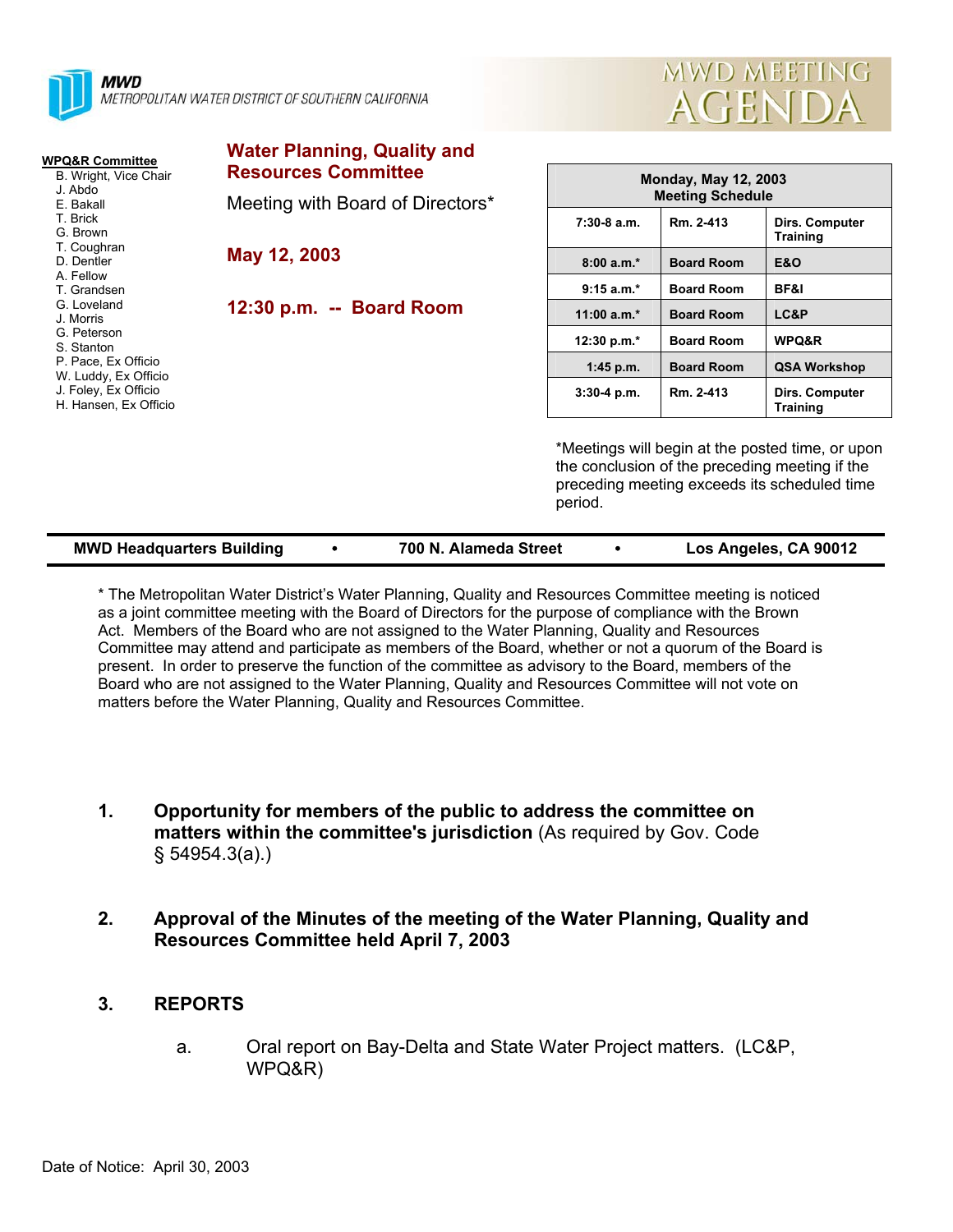**MWD**
METROPOLITAN WATER DISTRICT OF SOUTHERN CALIFORNIA

# MWD MEETING AGENDA

**WPQ&R Committee**
- B. Wright, Vice Chair
- J. Abdo
- E. Bakall
- T. Brick
- G. Brown
- T. Coughran
- D. Dentler
- A. Fellow
- T. Grandsen
- G. Loveland
- J. Morris
- G. Peterson
- S. Stanton
- P. Pace, Ex Officio
- W. Luddy, Ex Officio
- J. Foley, Ex Officio
- H. Hansen, Ex Officio

## Water Planning, Quality and Resources Committee

Meeting with Board of Directors*

**May 12, 2003**

**12:30 p.m. -- Board Room**

| Monday, May 12, 2003 Meeting Schedule | | |
|---|---|---|
| 7:30-8 a.m. | Rm. 2-413 | Dirs. Computer Training |
| 8:00 a.m.* | Board Room | E&O |
| 9:15 a.m.* | Board Room | BF&I |
| 11:00 a.m.* | Board Room | LC&P |
| 12:30 p.m.* | Board Room | WPQ&R |
| 1:45 p.m. | Board Room | QSA Workshop |
| 3:30-4 p.m. | Rm. 2-413 | Dirs. Computer Training |

*Meetings will begin at the posted time, or upon the conclusion of the preceding meeting if the preceding meeting exceeds its scheduled time period.

**MWD Headquarters Building • 700 N. Alameda Street • Los Angeles, CA 90012**

* The Metropolitan Water District's Water Planning, Quality and Resources Committee meeting is noticed as a joint committee meeting with the Board of Directors for the purpose of compliance with the Brown Act. Members of the Board who are not assigned to the Water Planning, Quality and Resources Committee may attend and participate as members of the Board, whether or not a quorum of the Board is present. In order to preserve the function of the committee as advisory to the Board, members of the Board who are not assigned to the Water Planning, Quality and Resources Committee will not vote on matters before the Water Planning, Quality and Resources Committee.

1. **Opportunity for members of the public to address the committee on matters within the committee's jurisdiction** (As required by Gov. Code § 54954.3(a).)

2. **Approval of the Minutes of the meeting of the Water Planning, Quality and Resources Committee held April 7, 2003**

3. **REPORTS**

   a. Oral report on Bay-Delta and State Water Project matters. (LC&P, WPQ&R)

Date of Notice: April 30, 2003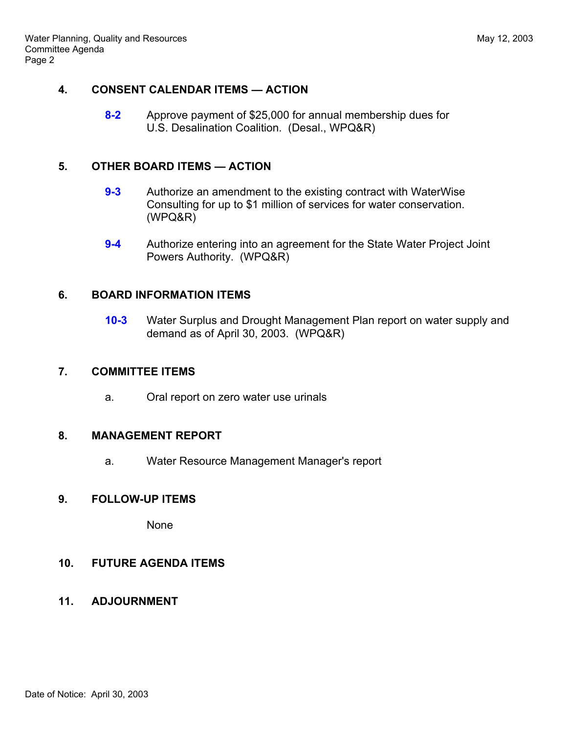**4. CONSENT CALENDAR ITEMS — ACTION**

**8-2** Approve payment of $25,000 for annual membership dues for U.S. Desalination Coalition. (Desal., WPQ&R)

**5. OTHER BOARD ITEMS — ACTION**

**9-3** Authorize an amendment to the existing contract with WaterWise Consulting for up to $1 million of services for water conservation. (WPQ&R)

**9-4** Authorize entering into an agreement for the State Water Project Joint Powers Authority. (WPQ&R)

**6. BOARD INFORMATION ITEMS**

**10-3** Water Surplus and Drought Management Plan report on water supply and demand as of April 30, 2003. (WPQ&R)

**7. COMMITTEE ITEMS**

a. Oral report on zero water use urinals

**8. MANAGEMENT REPORT**

a. Water Resource Management Manager's report

**9. FOLLOW-UP ITEMS**

None

**10. FUTURE AGENDA ITEMS**

**11. ADJOURNMENT**

Date of Notice: April 30, 2003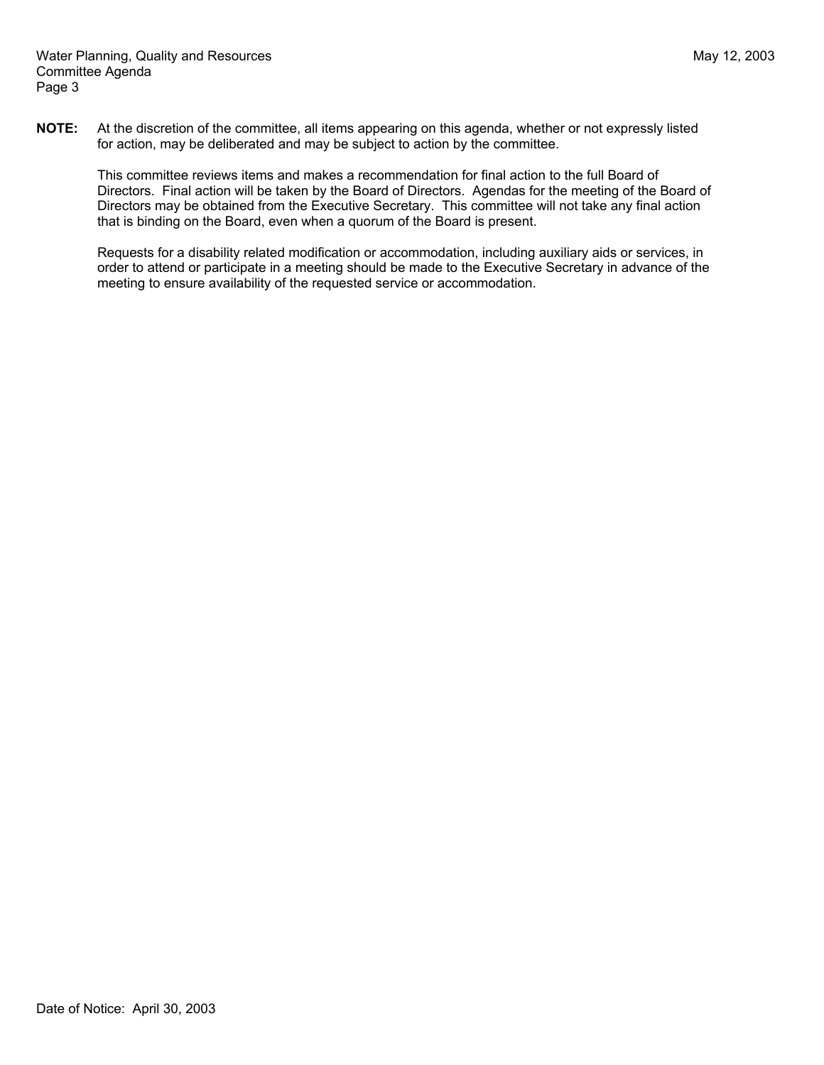**NOTE:** At the discretion of the committee, all items appearing on this agenda, whether or not expressly listed for action, may be deliberated and may be subject to action by the committee.

This committee reviews items and makes a recommendation for final action to the full Board of Directors. Final action will be taken by the Board of Directors. Agendas for the meeting of the Board of Directors may be obtained from the Executive Secretary. This committee will not take any final action that is binding on the Board, even when a quorum of the Board is present.

Requests for a disability related modification or accommodation, including auxiliary aids or services, in order to attend or participate in a meeting should be made to the Executive Secretary in advance of the meeting to ensure availability of the requested service or accommodation.

Date of Notice: April 30, 2003